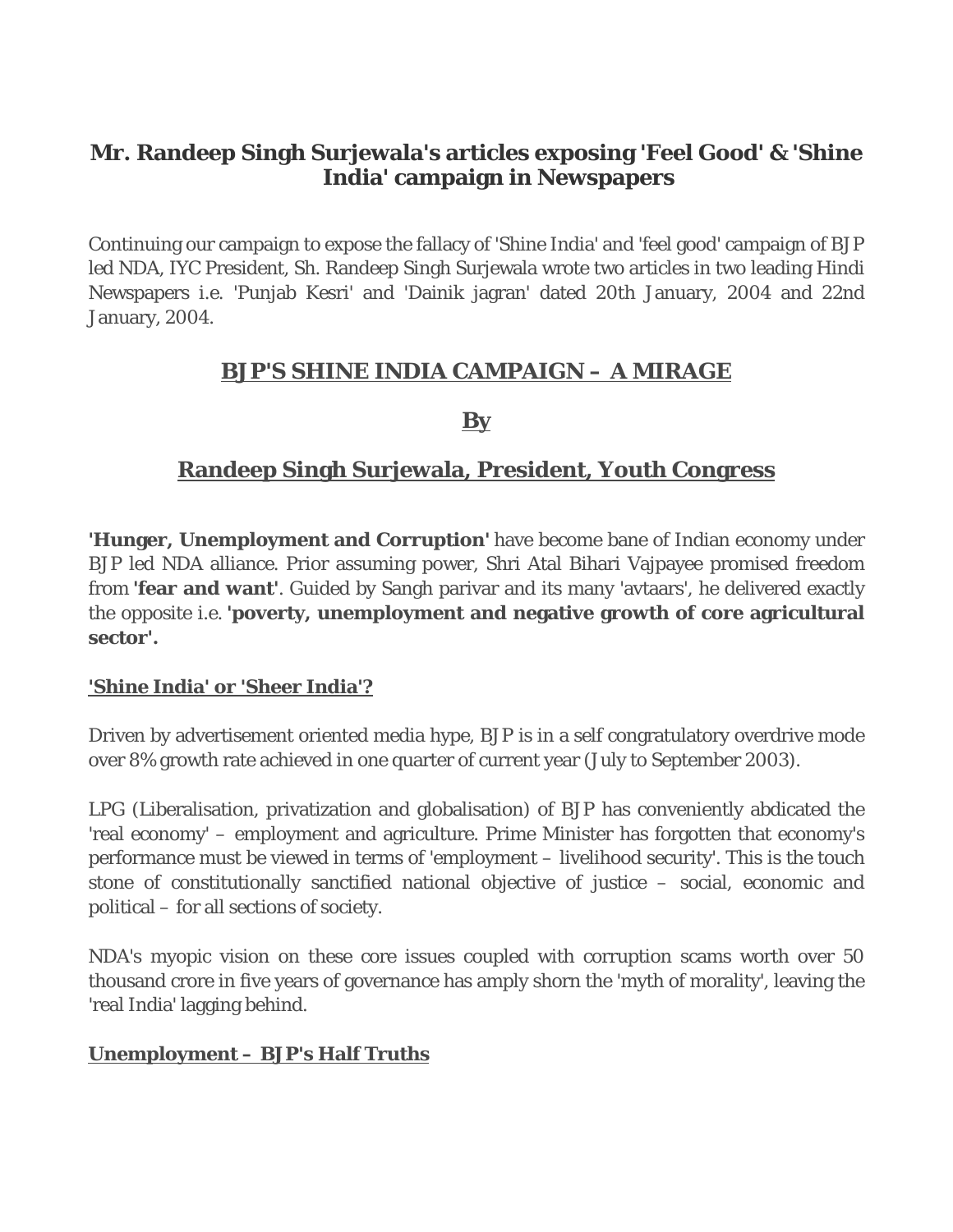# Mr. Randeep Singh Surjewala's articles exposing 'Feel Good' & 'Shine India' campaign in Newspapers

Continuing our campaign to expose the fallacy of 'Shine India' and 'feel good' campaign of BJP led NDA, IYC President, Sh. Randeep Singh Surjewala wrote two articles in two leading Hindi Newspapers i.e. 'Punjab Kesri' and 'Dainik jagran' dated 20th January, 2004 and 22nd January, 2004.

## BJP'S SHINE INDIA CAMPAIGN – A MIRAGE

## By

## Randeep Singh Surjewala, President, Youth Congress

**'Hunger, Unemployment and Corruption'** have become bane of Indian economy under BJP led NDA alliance. Prior assuming power, Shri Atal Bihari Vajpayee promised freedom from **'fear and want'**. Guided by Sangh parivar and its many 'avtaars', he delivered exactly the opposite i.e. **'poverty, unemployment and negative growth of core agricultural sector'.**

### 'Shine India' or 'Sheer India'?

Driven by advertisement oriented media hype, BJP is in a self congratulatory overdrive mode over 8% growth rate achieved in one quarter of current year (July to September 2003).

LPG (Liberalisation, privatization and globalisation) of BJP has conveniently abdicated the 'real economy' – employment and agriculture. Prime Minister has forgotten that economy's performance must be viewed in terms of 'employment – livelihood security'. This is the touch stone of constitutionally sanctified national objective of justice – social, economic and political – for all sections of society.

NDA's myopic vision on these core issues coupled with corruption scams worth over 50 thousand crore in five years of governance has amply shorn the 'myth of morality', leaving the 'real India' lagging behind.

### Unemployment – BJP's Half Truths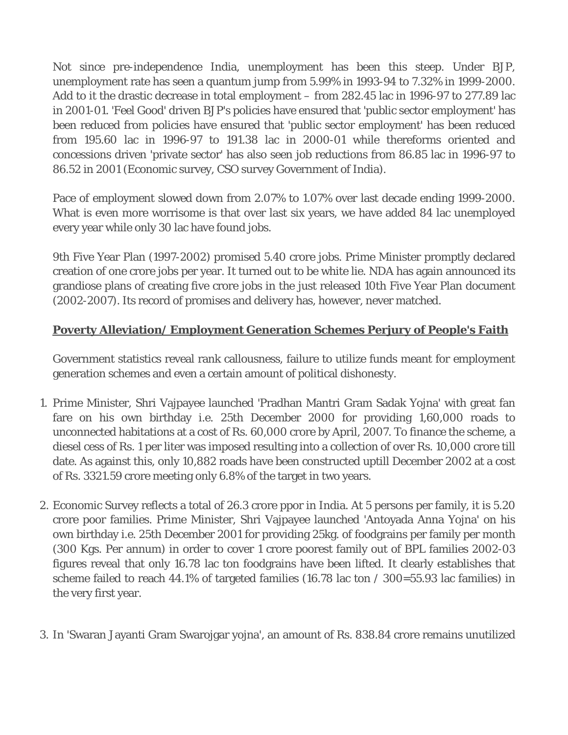Not since pre-independence India, unemployment has been this steep. Under BJP, unemployment rate has seen a quantum jump from 5.99% in 1993-94 to 7.32% in 1999-2000. Add to it the drastic decrease in total employment – from 282.45 lac in 1996-97 to 277.89 lac in 2001-01. 'Feel Good' driven BJP's policies have ensured that 'public sector employment' has been reduced from policies have ensured that 'public sector employment' has been reduced from 195.60 lac in 1996-97 to 191.38 lac in 2000-01 while thereforms oriented and concessions driven 'private sector' has also seen job reductions from 86.85 lac in 1996-97 to 86.52 in 2001 (Economic survey, CSO survey Government of India).

Pace of employment slowed down from 2.07% to 1.07% over last decade ending 1999-2000. What is even more worrisome is that over last six years, we have added 84 lac unemployed every year while only 30 lac have found jobs.

9th Five Year Plan (1997-2002) promised 5.40 crore jobs. Prime Minister promptly declared creation of one crore jobs per year. It turned out to be white lie. NDA has again announced its grandiose plans of creating five crore jobs in the just released 10th Five Year Plan document (2002-2007). Its record of promises and delivery has, however, never matched.

**Poverty Alleviation/ Employment Generation Schemes Perjury of People's Faith**

Government statistics reveal rank callousness, failure to utilize funds meant for employment generation schemes and even a certain amount of political dishonesty.

1. Prime Minister, Shri Vajpayee launched 'Pradhan Mantri Gram Sadak Yojna' with great fan fare on his own birthday i.e. 25th December 2000 for providing 1,60,000 roads to unconnected habitations at a cost of Rs. 60,000 crore by April, 2007. To finance the scheme, a diesel cess of Rs. 1 per liter was imposed resulting into a collection of over Rs. 10,000 crore till date. As against this, only 10,882 roads have been constructed uptill December 2002 at a cost of Rs. 3321.59 crore meeting only 6.8% of the target in two years.

2. Economic Survey reflects a total of 26.3 crore ppor in India. At 5 persons per family, it is 5.20 crore poor families. Prime Minister, Shri Vajpayee launched 'Antoyada Anna Yojna' on his own birthday i.e. 25th December 2001 for providing 25kg. of foodgrains per family per month (300 Kgs. Per annum) in order to cover 1 crore poorest family out of BPL families 2002-03 figures reveal that only 16.78 lac ton foodgrains have been lifted. It clearly establishes that scheme failed to reach 44.1% of targeted families (16.78 lac ton / 300=55.93 lac families) in the very first year.

3. In 'Swaran Jayanti Gram Swarojgar yojna', an amount of Rs. 838.84 crore remains unutilized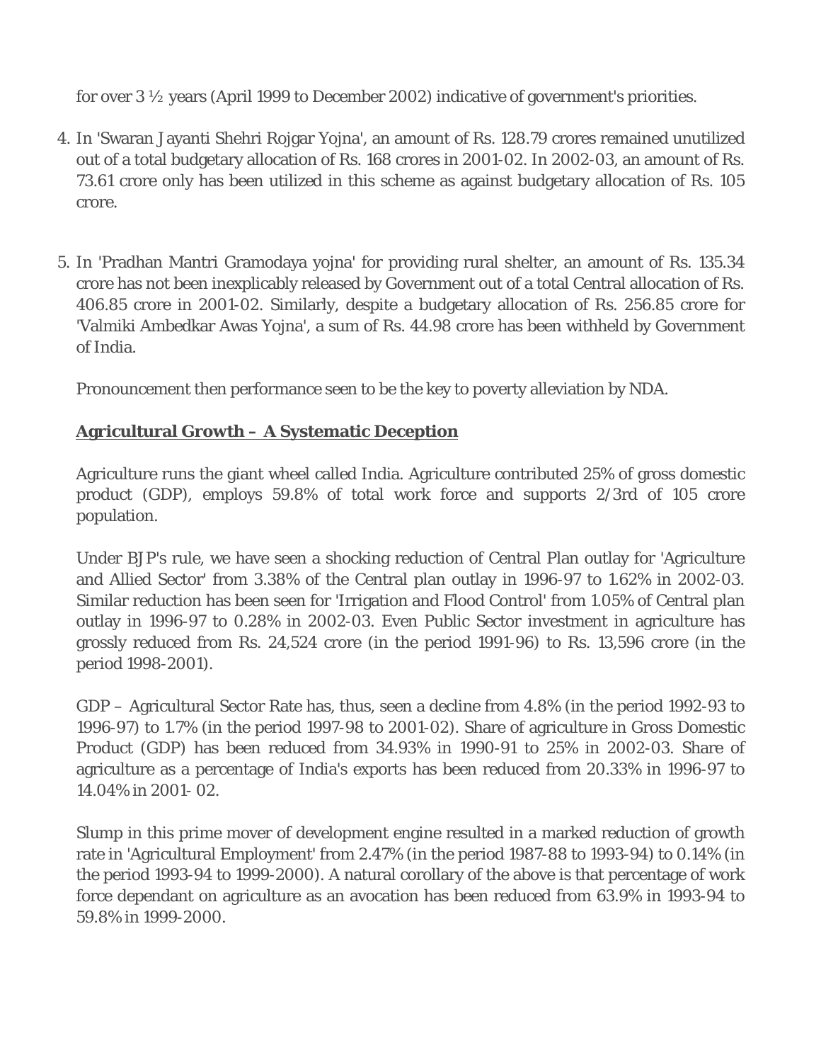for over 3 ½ years (April 1999 to December 2002) indicative of government's priorities.

4. In 'Swaran Jayanti Shehri Rojgar Yojna', an amount of Rs. 128.79 crores remained unutilized out of a total budgetary allocation of Rs. 168 crores in 2001-02. In 2002-03, an amount of Rs. 73.61 crore only has been utilized in this scheme as against budgetary allocation of Rs. 105 crore.

5. In 'Pradhan Mantri Gramodaya yojna' for providing rural shelter, an amount of Rs. 135.34 crore has not been inexplicably released by Government out of a total Central allocation of Rs. 406.85 crore in 2001-02. Similarly, despite a budgetary allocation of Rs. 256.85 crore for 'Valmiki Ambedkar Awas Yojna', a sum of Rs. 44.98 crore has been withheld by Government of India.

   Pronouncement then performance seen to be the key to poverty alleviation by NDA.

**Agricultural Growth – A Systematic Deception**

Agriculture runs the giant wheel called India. Agriculture contributed 25% of gross domestic product (GDP), employs 59.8% of total work force and supports 2/3rd of 105 crore population.

Under BJP's rule, we have seen a shocking reduction of Central Plan outlay for 'Agriculture and Allied Sector' from 3.38% of the Central plan outlay in 1996-97 to 1.62% in 2002-03. Similar reduction has been seen for 'Irrigation and Flood Control' from 1.05% of Central plan outlay in 1996-97 to 0.28% in 2002-03. Even Public Sector investment in agriculture has grossly reduced from Rs. 24,524 crore (in the period 1991-96) to Rs. 13,596 crore (in the period 1998-2001).

GDP – Agricultural Sector Rate has, thus, seen a decline from 4.8% (in the period 1992-93 to 1996-97) to 1.7% (in the period 1997-98 to 2001-02). Share of agriculture in Gross Domestic Product (GDP) has been reduced from 34.93% in 1990-91 to 25% in 2002-03. Share of agriculture as a percentage of India's exports has been reduced from 20.33% in 1996-97 to 14.04% in 2001- 02.

Slump in this prime mover of development engine resulted in a marked reduction of growth rate in 'Agricultural Employment' from 2.47% (in the period 1987-88 to 1993-94) to 0.14% (in the period 1993-94 to 1999-2000). A natural corollary of the above is that percentage of work force dependant on agriculture as an avocation has been reduced from 63.9% in 1993-94 to 59.8% in 1999-2000.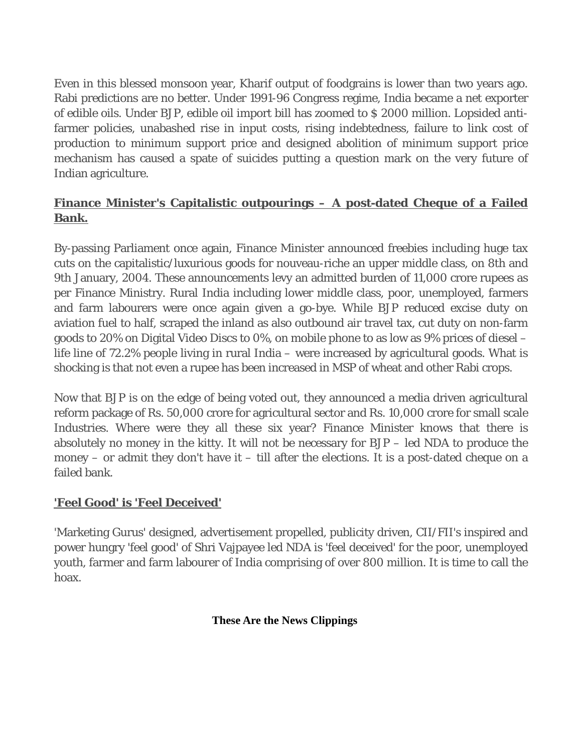Even in this blessed monsoon year, Kharif output of foodgrains is lower than two years ago. Rabi predictions are no better. Under 1991-96 Congress regime, India became a net exporter of edible oils. Under BJP, edible oil import bill has zoomed to $ 2000 million. Lopsided anti-farmer policies, unabashed rise in input costs, rising indebtedness, failure to link cost of production to minimum support price and designed abolition of minimum support price mechanism has caused a spate of suicides putting a question mark on the very future of Indian agriculture.

## **Finance Minister's Capitalistic outpourings – A post-dated Cheque of a Failed Bank.**

By-passing Parliament once again, Finance Minister announced freebies including huge tax cuts on the capitalistic/luxurious goods for nouveau-riche an upper middle class, on 8th and 9th January, 2004. These announcements levy an admitted burden of 11,000 crore rupees as per Finance Ministry. Rural India including lower middle class, poor, unemployed, farmers and farm labourers were once again given a go-bye. While BJP reduced excise duty on aviation fuel to half, scraped the inland as also outbound air travel tax, cut duty on non-farm goods to 20% on Digital Video Discs to 0%, on mobile phone to as low as 9% prices of diesel – life line of 72.2% people living in rural India – were increased by agricultural goods. What is shocking is that not even a rupee has been increased in MSP of wheat and other Rabi crops.

Now that BJP is on the edge of being voted out, they announced a media driven agricultural reform package of Rs. 50,000 crore for agricultural sector and Rs. 10,000 crore for small scale Industries. Where were they all these six year? Finance Minister knows that there is absolutely no money in the kitty. It will not be necessary for BJP – led NDA to produce the money – or admit they don't have it – till after the elections. It is a post-dated cheque on a failed bank.

## **'Feel Good' is 'Feel Deceived'**

'Marketing Gurus' designed, advertisement propelled, publicity driven, CII/FII's inspired and power hungry 'feel good' of Shri Vajpayee led NDA is 'feel deceived' for the poor, unemployed youth, farmer and farm labourer of India comprising of over 800 million. It is time to call the hoax.

**These Are the News Clippings**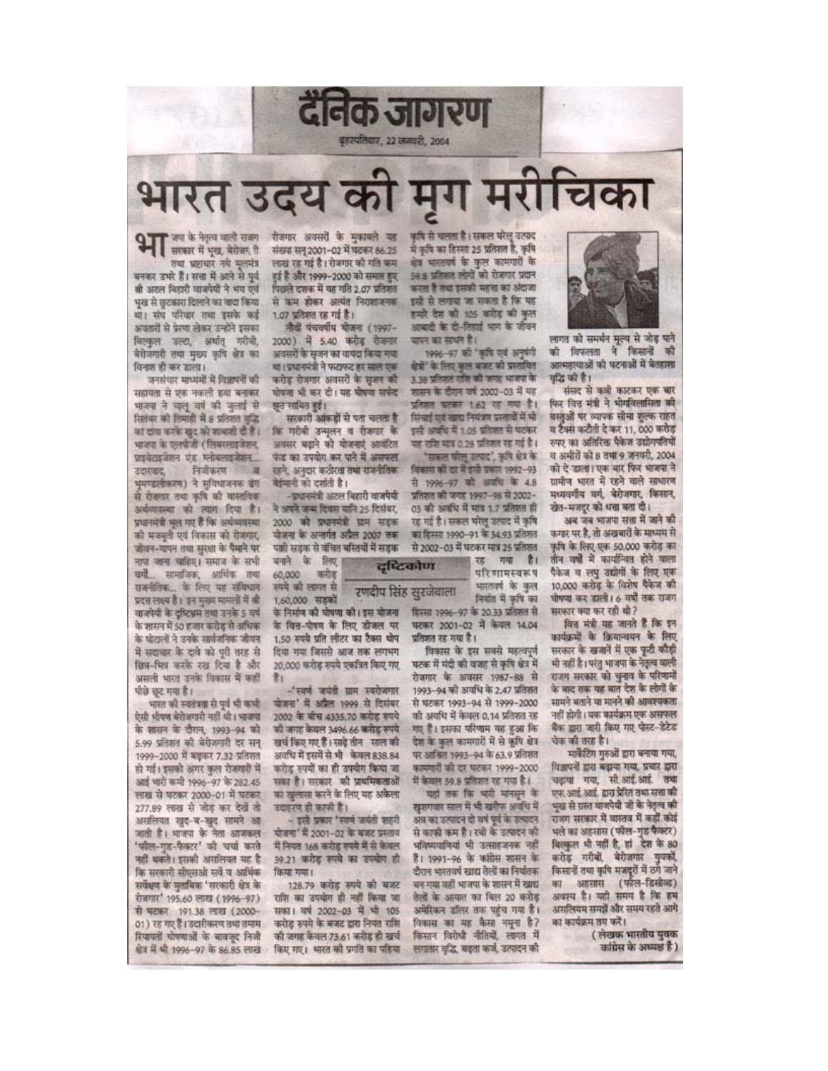# दैनिक जागरण

बृहस्पतिवार, 22 जनवरी, 2004

# भारत उदय की मृग मरीचिका

भाजपा के नेतृत्व वाली राजग सरकार में भूख, बेरोजगारी तथा भ्रष्टाचार नये मूलमंत्र बनकर उभरे हैं। सत्ता में आने से पूर्व श्री अटल बिहारी वाजपेयी ने भय एवं भूख से छुटकारा दिलाने का वादा किया था। संघ परिवार तथा इसके कई अवतारों से प्रेरणा लेकर उन्होंने इसका बिल्कुल उल्टा, अर्थात् गरीबी, बेरोजगारी तथा मुख्य कृषि क्षेत्र का विनाश ही कर डाला।

जनसंचार माध्यमों में विज्ञापनों की सहायता से एक नकली हवा बनाकर भाजपा ने चालू वर्ष की जुलाई से सितंबर की तिमाही में 8 प्रतिशत वृद्धि का दावा करके खुद को शाबाशी दी है। भाजपा के एलपीजी (लिबरलाइजेशन, प्राइवेटाइजेशन एंड ग्लोबलाइजेशन... उदारवाद, निजीकरण व भूमण्डलीकरण) ने सुविधाजनक ढंग से रोजगार तथा कृषि की वास्तविक अर्थव्यवस्था को त्याग दिया है। प्रधानमंत्री भूल गए हैं कि अर्थव्यवस्था की मजबूती एवं विकास को रोजगार, जीवन-यापन तथा सुरक्षा के पैमाने पर नापा जाना चाहिए। समाज के सभी वर्गों... सामाजिक, आर्थिक तथा राजनीतिक... के लिए यह संविधान प्रदत्त लक्ष्य है। इन मुख्य मामलों में श्री वाजपेयी के दृष्टिभ्रम तथा उनके 5 वर्ष के शासन में 50 हजार करोड़ से अधिक के घोटालों ने उनके सार्वजनिक जीवन में सदाचार के दावे को पूरी तरह से छिन्न-भिन्न करके रख दिया है और असली भारत उनके विकास में कहीं पीछे छूट गया है।

भारत की स्वतंत्रता से पूर्व भी कभी ऐसी भीषण बेरोजगारी नहीं थी। भाजपा के शासन के दौरान, 1993-94 की 5.99 प्रतिशत की बेरोजगारी दर सन् 1999-2000 में बढ़कर 7.32 प्रतिशत हो गई। इसको अगर कुल रोजगारों में आई भारी कमी 1996-97 के 282.45 लाख से घटकर 2000-01 में घटकर 277.89 लाख से जोड़ कर देखें तो असलियत खुद-ब-खुद सामने आ जाती है। भाजपा के नेता आजकल 'फील-गुड-फैक्टर' की चर्चा करते नहीं थकते। इसकी असलियत यह है कि सरकारी सीएसओ सर्वे व आर्थिक सर्वेक्षण के मुताबिक 'सरकारी क्षेत्र के रोजगार' 195.60 लाख (1996-97) से घटकर 191.38 लाख (2000-01) रह गए हैं। उदारीकरण तथा तमाम रियायतों घोषणाओं के बावजूद निजी क्षेत्र में भी 1996-97 के 86.85 लाख रोजगार अवसरों के मुकाबले यह संख्या सन् 2001-02 में घटकर 86.25 लाख रह गई है। रोजगार की गति कम हुई है और 1999-2000 को समाप्त हुए पिछले दशक में यह गति 2.07 प्रतिशत से कम होकर अत्यंत निराशाजनक 1.07 प्रतिशत रह गई है।

नौवीं पंचवर्षीय योजना (1997-2000) में 5.40 करोड़ रोजगार अवसरों के सृजन का वायदा किया गया था। प्रधानमंत्री ने फटाफट हर साल एक करोड़ रोजगार अवसरों के सृजन की घोषणा भी कर दी। यह घोषणा सफेद झूठ साबित हुई।

सरकारी आंकड़ों से पता चलता है कि गरीबी उन्मूलन व रोजगार के अवसर बढ़ाने की योजनाएं आवंटित फंड का उपयोग कर पाने में असफल रहने, अनुदार कठोरता तथा राजनीतिक बेईमानी को दर्शाती है।

-प्रधानमंत्री अटल बिहारी वाजपेयी ने अपने जन्म दिवस यानि 25 दिसंबर, 2000 को प्रधानमंत्री ग्राम सड़क योजना के अन्तर्गत अप्रैल 2007 तक पक्की सड़क से वंचित बस्तियों में सड़क बनाने के लिए 60,000 करोड़ रुपये की लागत से 1,60,000 सड़कों के निर्माण की घोषणा की। इस योजना के वित्त-पोषण के लिए डीजल पर 1.50 रुपये प्रति लीटर का टैक्स थोप दिया गया जिससे आज तक लगभग 20,000 करोड़ रुपये एकत्रित किए गए हैं।

-'स्वर्ण जयंती ग्राम स्वरोजगार योजना' में अप्रैल 1999 से दिसंबर 2002 के बीच 4335.70 करोड़ रुपये की जगह केवल 3496.66 करोड़ रुपये खर्च किए गए हैं। साढ़े तीन साल की अवधि में इसमें से भी केवल 838.84 करोड़ रुपयों का ही उपयोग किया जा सका है। सरकार की प्राथमिकताओं का खुलासा करने के लिए यह अकेला उदाहरण ही काफी है।

- इसी प्रकार 'स्वर्ण जयंती शहरी योजना' में 2001-02 के बजट प्रस्ताव में नियत 168 करोड़ रुपये में से केवल 39.21 करोड़ रुपये का उपयोग ही किया गया।

128.79 करोड़ रुपये की बजट राशि का उपयोग ही नहीं किया जा सका। वर्ष 2002-03 में भी 105 करोड़ रुपये के बजट द्वारा नियत राशि की जगह केवल 73.61 करोड़ ही खर्च किए गए। भारत की प्रगति का पहिया कृषि से चलता है। सकल घरेलू उत्पाद में कृषि का हिस्सा 25 प्रतिशत है, कृषि क्षेत्र भारतवर्ष के कुल कामगारों के 59.8 प्रतिशत लोगों को रोजगार प्रदान करता है तथा इसकी महत्ता का अंदाजा इसी से लगाया जा सकता है कि यह हमारे देश की 105 करोड़ की कुल आबादी के दो-तिहाई भाग के जीवन यापन का साधन है।

**दृष्टिकोण**

**रणदीप सिंह सुरजेवाला**

1996-97 की 'कृषि एवं अनुषंगी क्षेत्रों' के लिए कुल बजट की प्रस्तावित 3.38 प्रतिशत राशि की जगह भाजपा के शासन के दौरान वर्ष 2002-03 में यह प्रतिशत घटकर 1.62 रह गया है। सिंचाई एवं बाढ़ नियंत्रण प्रणालियों में भी इसी अवधि में 1.05 प्रतिशत से घटकर यह राशि मात्र 0.28 प्रतिशत रह गई है।

'सकल घरेलू उत्पाद', कृषि क्षेत्र के विकास की दर में इसी प्रकार 1992-93 से 1996-97 की अवधि के 4.8 प्रतिशत की जगह 1997-98 से 2002-03 की अवधि में मात्र 1.7 प्रतिशत ही रह गई है। सकल घरेलू उत्पाद में कृषि का हिस्सा 1990-91 के 34.93 प्रतिशत से 2002-03 में घटकर मात्र 25 प्रतिशत रह गया है। परिणामस्वरूप भारतवर्ष के कुल निर्यात में कृषि का हिस्सा 1996-97 के 20.33 प्रतिशत से घटकर 2001-02 में केवल 14.04 प्रतिशत रह गया है।

विकास के इस सबसे महत्वपूर्ण घटक में मंदी की वजह से कृषि क्षेत्र में रोजगार के अवसर 1987-88 से 1993-94 की अवधि के 2.47 प्रतिशत से घटकर 1993-94 से 1999-2000 की अवधि में केवल 0.14 प्रतिशत रह गए हैं। इसका परिणाम यह हुआ कि देश के कुल कामगारों में से कृषि क्षेत्र पर आश्रित 1993-94 के 63.9 प्रतिशत कामगारों की दर घटकर 1999-2000 में केवल 59.8 प्रतिशत रह गया है।

यहां तक कि भारी मानसून के खुशगवार साल में भी खरीफ अवधि में अन्न का उत्पादन दो वर्ष पूर्व के उत्पादन से काफी कम है। रबी के उत्पादन की भविष्यवाणियां भी उत्साहजनक नहीं हैं। 1991-96 के कांग्रेस शासन के दौरान भारतवर्ष खाद्य तेलों का निर्यातक बन गया वहीं भाजपा के शासन में खाद्य तेलों के आयात का बिल 20 करोड़ अमेरिकन डॉलर तक पहुंच गया है। विकास का यह कैसा नमूना है? किसान विरोधी नीतियों, लागत में लगातार वृद्धि, बढ़ता कर्ज, उत्पादन की लागत को समर्थन मूल्य से जोड़ पाने की विफलता ने किसानों की आत्महत्याओं की घटनाओं में बेतहाशा वृद्धि की है।

संसद से कन्नी काटकर एक बार फिर वित्त मंत्री ने भोगविलासिता की वस्तुओं पर व्यापक सीमा शुल्क राहत व टैक्स कटौती देकर 11,000 करोड़ रुपए का अतिरिक्त पैकेज उद्योगपतियों व अमीरों को 8 तथा 9 जनवरी, 2004 को दे डाला। एक बार फिर भाजपा ने ग्रामीण भारत में रहने वाले साधारण मध्यवर्गीय वर्ग, बेरोजगार, किसान, खेत-मजदूर को धता बता दी।

अब जब भाजपा सत्ता में जाने की कगार पर है, तो अखबारों के माध्यम से कृषि के लिए एक 50,000 करोड़ का तीन वर्षों में कार्यान्वित होने वाला पैकेज व लघु उद्योगों के लिए एक 10,000 करोड़ के विशेष पैकेज की घोषणा कर डाली। 6 वर्षों तक राजग सरकार क्या कर रही थी?

वित्त मंत्री यह जानते हैं कि इन कार्यक्रमों के क्रियान्वयन के लिए सरकार के खजाने में एक फूटी कौड़ी भी नहीं है। परंतु भाजपा के नेतृत्व वाली राजग सरकार को चुनाव के परिणामों के बाद तक यह बात देश के लोगों के सामने बताने या मानने की आवश्यकता नहीं होगी। यह कार्यक्रम एक असफल बैंक द्वारा जारी किए गए पोस्ट-डेटेड चेक की तरह है।

मार्केटिंग गुरुओं द्वारा बनाया गया, विज्ञापनों द्वारा बढ़ाया गया, प्रचार द्वारा चढ़ाया गया, सी.आई.आई. तथा एफ.आई.आई. द्वारा प्रेरित तथा सत्ता की भूख से ग्रस्त वाजपेयी जी के नेतृत्व की राजग सरकार में वास्तव में कहीं कोई भले का अहसास (फील-गुड फैक्टर) बिल्कुल भी नहीं है, हां देश के 80 करोड़ गरीबों, बेरोजगार युवकों, किसानों तथा कृषि मजदूरों में ठगे जाने का अहसास (फील-डिसीव्ड) अवश्य है। यही समय है कि हम असलियत समझें और समय रहते आगे का कार्यक्रम तय करें।

(लेखक भारतीय युवक कांग्रेस के अध्यक्ष हैं)